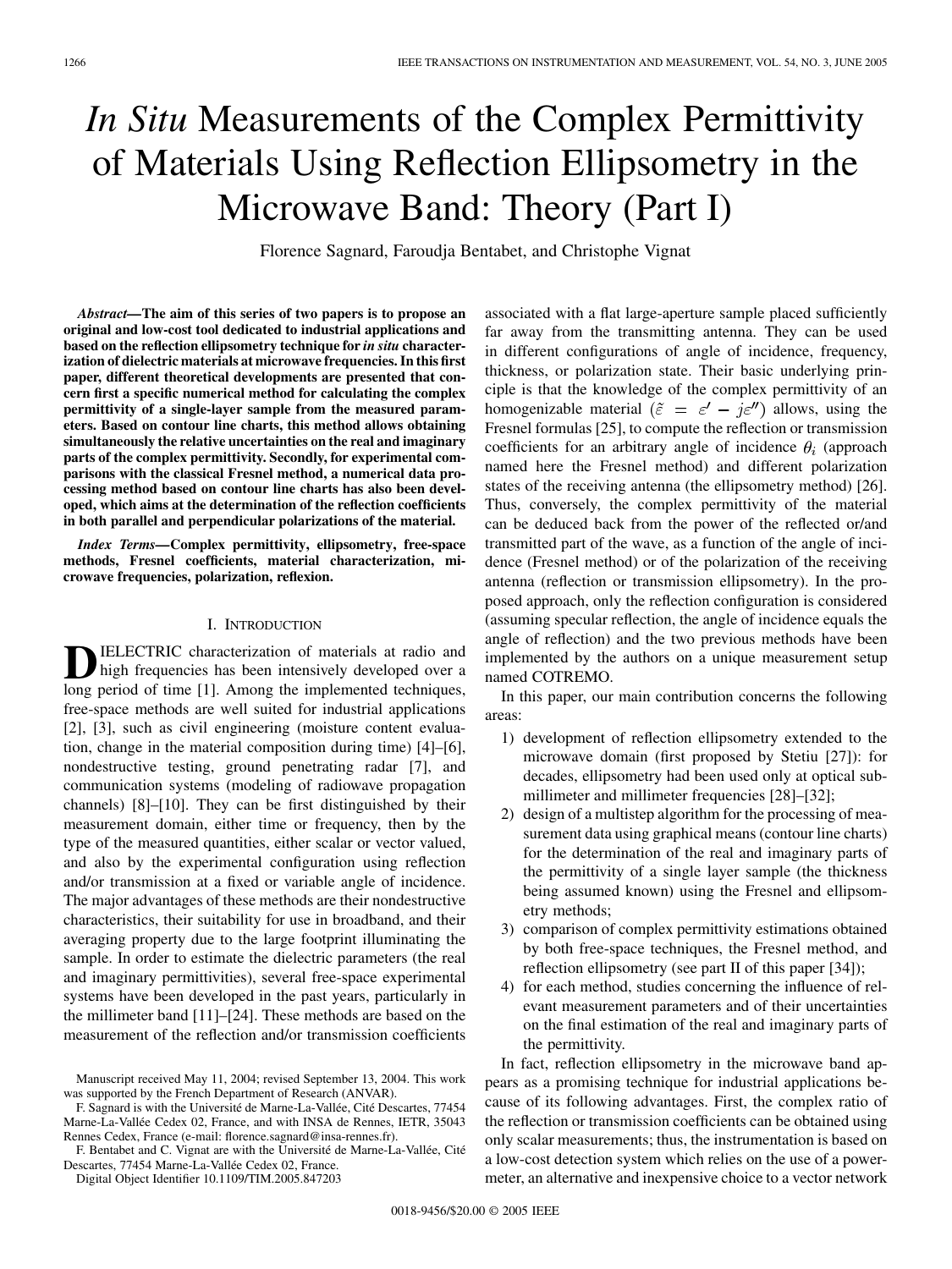# *In Situ* Measurements of the Complex Permittivity of Materials Using Reflection Ellipsometry in the Microwave Band: Theory (Part I)

Florence Sagnard, Faroudja Bentabet, and Christophe Vignat

***Abstract*—The aim of this series of two papers is to propose an original and low-cost tool dedicated to industrial applications and based on the reflection ellipsometry technique for *in situ* characterization of dielectric materials at microwave frequencies. In this first paper, different theoretical developments are presented that concern first a specific numerical method for calculating the complex permittivity of a single-layer sample from the measured parameters. Based on contour line charts, this method allows obtaining simultaneously the relative uncertainties on the real and imaginary parts of the complex permittivity. Secondly, for experimental comparisons with the classical Fresnel method, a numerical data processing method based on contour line charts has also been developed, which aims at the determination of the reflection coefficients in both parallel and perpendicular polarizations of the material.**

***Index Terms*—Complex permittivity, ellipsometry, free-space methods, Fresnel coefficients, material characterization, microwave frequencies, polarization, reflexion.**

## I. Introduction

Dielectric characterization of materials at radio and high frequencies has been intensively developed over a long period of time [1]. Among the implemented techniques, free-space methods are well suited for industrial applications [2], [3], such as civil engineering (moisture content evaluation, change in the material composition during time) [4]–[6], nondestructive testing, ground penetrating radar [7], and communication systems (modeling of radiowave propagation channels) [8]–[10]. They can be first distinguished by their measurement domain, either time or frequency, then by the type of the measured quantities, either scalar or vector valued, and also by the experimental configuration using reflection and/or transmission at a fixed or variable angle of incidence. The major advantages of these methods are their nondestructive characteristics, their suitability for use in broadband, and their averaging property due to the large footprint illuminating the sample. In order to estimate the dielectric parameters (the real and imaginary permittivities), several free-space experimental systems have been developed in the past years, particularly in the millimeter band [11]–[24]. These methods are based on the measurement of the reflection and/or transmission coefficients associated with a flat large-aperture sample placed sufficiently far away from the transmitting antenna. They can be used in different configurations of angle of incidence, frequency, thickness, or polarization state. Their basic underlying principle is that the knowledge of the complex permittivity of an homogenizable material ($\hat{\varepsilon} = \varepsilon' - j\varepsilon''$) allows, using the Fresnel formulas [25], to compute the reflection or transmission coefficients for an arbitrary angle of incidence $\theta_i$ (approach named here the Fresnel method) and different polarization states of the receiving antenna (the ellipsometry method) [26]. Thus, conversely, the complex permittivity of the material can be deduced back from the power of the reflected or/and transmitted part of the wave, as a function of the angle of incidence (Fresnel method) or of the polarization of the receiving antenna (reflection or transmission ellipsometry). In the proposed approach, only the reflection configuration is considered (assuming specular reflection, the angle of incidence equals the angle of reflection) and the two previous methods have been implemented by the authors on a unique measurement setup named COTREMO.

In this paper, our main contribution concerns the following areas:

1) development of reflection ellipsometry extended to the microwave domain (first proposed by Stetiu [27]): for decades, ellipsometry had been used only at optical submillimeter and millimeter frequencies [28]–[32];
2) design of a multistep algorithm for the processing of measurement data using graphical means (contour line charts) for the determination of the real and imaginary parts of the permittivity of a single layer sample (the thickness being assumed known) using the Fresnel and ellipsometry methods;
3) comparison of complex permittivity estimations obtained by both free-space techniques, the Fresnel method, and reflection ellipsometry (see part II of this paper [34]);
4) for each method, studies concerning the influence of relevant measurement parameters and of their uncertainties on the final estimation of the real and imaginary parts of the permittivity.

In fact, reflection ellipsometry in the microwave band appears as a promising technique for industrial applications because of its following advantages. First, the complex ratio of the reflection or transmission coefficients can be obtained using only scalar measurements; thus, the instrumentation is based on a low-cost detection system which relies on the use of a powermeter, an alternative and inexpensive choice to a vector network

Manuscript received May 11, 2004; revised September 13, 2004. This work was supported by the French Department of Research (ANVAR).

F. Sagnard is with the Université de Marne-La-Vallée, Cité Descartes, 77454 Marne-La-Vallée Cedex 02, France, and with INSA de Rennes, IETR, 35043 Rennes Cedex, France (e-mail: florence.sagnard@insa-rennes.fr).

F. Bentabet and C. Vignat are with the Université de Marne-La-Vallée, Cité Descartes, 77454 Marne-La-Vallée Cedex 02, France.

Digital Object Identifier 10.1109/TIM.2005.847203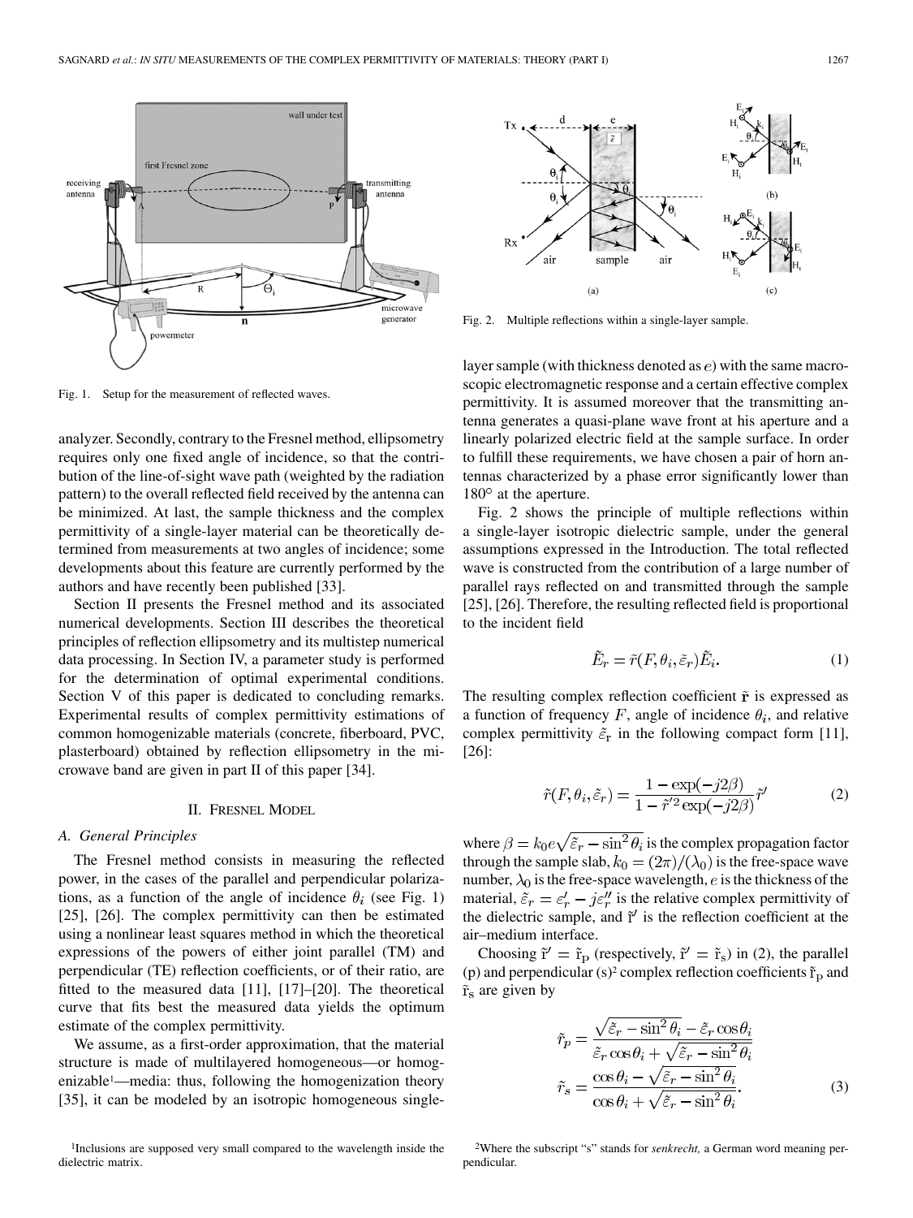Fig. 1. Setup for the measurement of reflected waves.

Fig. 2. Multiple reflections within a single-layer sample.

analyzer. Secondly, contrary to the Fresnel method, ellipsometry requires only one fixed angle of incidence, so that the contribution of the line-of-sight wave path (weighted by the radiation pattern) to the overall reflected field received by the antenna can be minimized. At last, the sample thickness and the complex permittivity of a single-layer material can be theoretically determined from measurements at two angles of incidence; some developments about this feature are currently performed by the authors and have recently been published [33].

Section II presents the Fresnel method and its associated numerical developments. Section III describes the theoretical principles of reflection ellipsometry and its multistep numerical data processing. In Section IV, a parameter study is performed for the determination of optimal experimental conditions. Section V of this paper is dedicated to concluding remarks. Experimental results of complex permittivity estimations of common homogenizable materials (concrete, fiberboard, PVC, plasterboard) obtained by reflection ellipsometry in the microwave band are given in part II of this paper [34].

## II. Fresnel Model

### A. General Principles

The Fresnel method consists in measuring the reflected power, in the cases of the parallel and perpendicular polarizations, as a function of the angle of incidence $\theta_i$ (see Fig. 1) [25], [26]. The complex permittivity can then be estimated using a nonlinear least squares method in which the theoretical expressions of the powers of either joint parallel (TM) and perpendicular (TE) reflection coefficients, or of their ratio, are fitted to the measured data [11], [17]–[20]. The theoretical curve that fits best the measured data yields the optimum estimate of the complex permittivity.

We assume, as a first-order approximation, that the material structure is made of multilayered homogeneous—or homogenizable[1]—media: thus, following the homogenization theory [35], it can be modeled by an isotropic homogeneous single-layer sample (with thickness denoted as $e$) with the same macroscopic electromagnetic response and a certain effective complex permittivity. It is assumed moreover that the transmitting antenna generates a quasi-plane wave front at his aperture and a linearly polarized electric field at the sample surface. In order to fulfill these requirements, we have chosen a pair of horn antennas characterized by a phase error significantly lower than 180° at the aperture.

Fig. 2 shows the principle of multiple reflections within a single-layer isotropic dielectric sample, under the general assumptions expressed in the Introduction. The total reflected wave is constructed from the contribution of a large number of parallel rays reflected on and transmitted through the sample [25], [26]. Therefore, the resulting reflected field is proportional to the incident field

$$\tilde{E}_r = \tilde{r}(F, \theta_i, \tilde{\varepsilon}_r)\tilde{E}_i. \tag{1}$$

The resulting complex reflection coefficient $\tilde{\mathbf{r}}$ is expressed as a function of frequency $F$, angle of incidence $\theta_i$, and relative complex permittivity $\tilde{\varepsilon}_r$ in the following compact form [11], [26]:

$$\tilde{r}(F, \theta_i, \tilde{\varepsilon}_r) = \frac{1 - \exp(-j2\beta)}{1 - \tilde{r}'^2 \exp(-j2\beta)} \tilde{r}' \tag{2}$$

where $\beta = k_0 e \sqrt{\tilde{\varepsilon}_r - \sin^2\theta_i}$ is the complex propagation factor through the sample slab, $k_0 = (2\pi)/(\lambda_0)$ is the free-space wave number, $\lambda_0$ is the free-space wavelength, $e$ is the thickness of the material, $\tilde{\varepsilon}_r = \varepsilon_r' - j\varepsilon_r''$ is the relative complex permittivity of the dielectric sample, and $\tilde{r}'$ is the reflection coefficient at the air–medium interface.

Choosing $\tilde{r}' = \tilde{r}_p$ (respectively, $\tilde{r}' = \tilde{r}_s$) in (2), the parallel (p) and perpendicular (s)[2] complex reflection coefficients $\tilde{r}_p$ and $\tilde{r}_s$ are given by

$$\tilde{r}_p = \frac{\sqrt{\tilde{\varepsilon}_r - \sin^2\theta_i} - \tilde{\varepsilon}_r \cos\theta_i}{\tilde{\varepsilon}_r \cos\theta_i + \sqrt{\tilde{\varepsilon}_r - \sin^2\theta_i}}$$

$$\tilde{r}_s = \frac{\cos\theta_i - \sqrt{\tilde{\varepsilon}_r - \sin^2\theta_i}}{\cos\theta_i + \sqrt{\tilde{\varepsilon}_r - \sin^2\theta_i}}. \tag{3}$$

[1]Inclusions are supposed very small compared to the wavelength inside the dielectric matrix.

[2]Where the subscript "s" stands for *senkrecht,* a German word meaning perpendicular.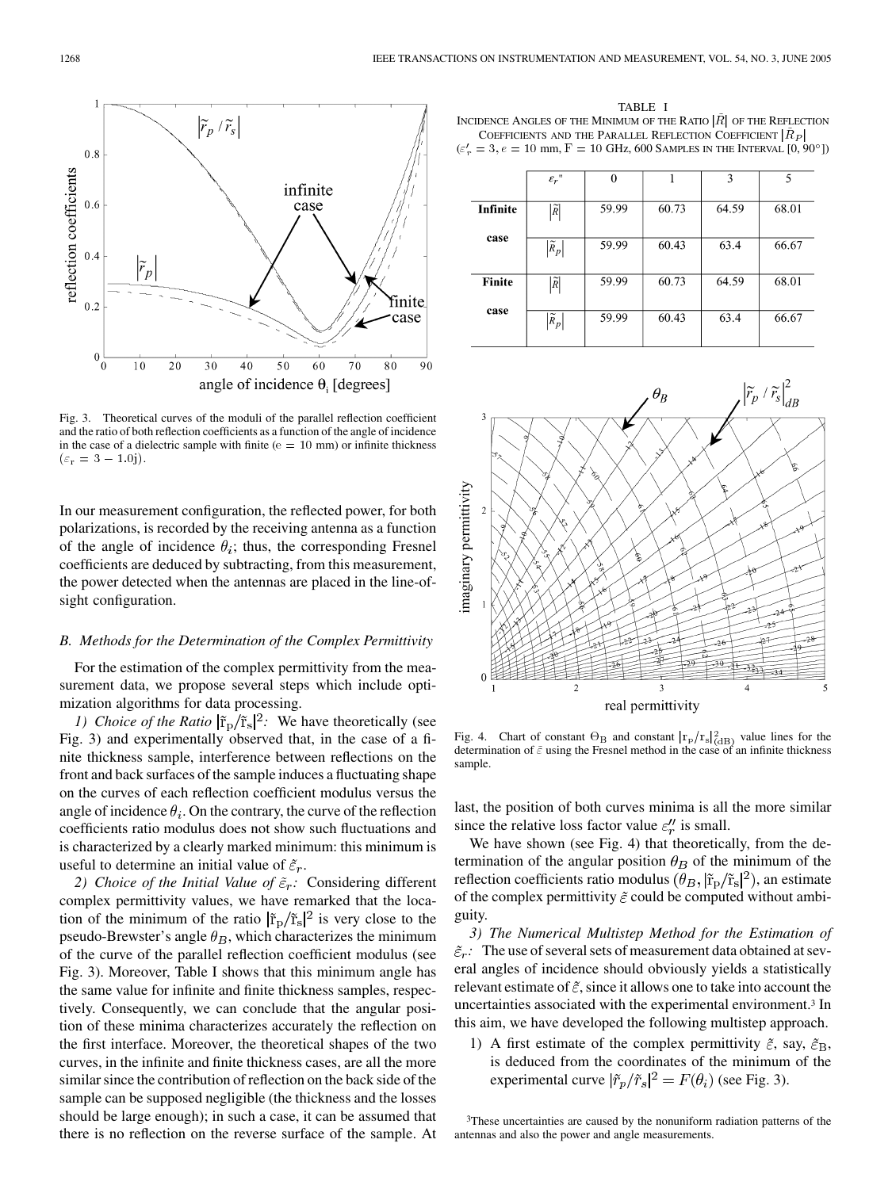Fig. 3. Theoretical curves of the moduli of the parallel reflection coefficient and the ratio of both reflection coefficients as a function of the angle of incidence in the case of a dielectric sample with finite (e = 10 mm) or infinite thickness $(\varepsilon_r = 3 - 1.0j)$.

In our measurement configuration, the reflected power, for both polarizations, is recorded by the receiving antenna as a function of the angle of incidence $\theta_i$; thus, the corresponding Fresnel coefficients are deduced by subtracting, from this measurement, the power detected when the antennas are placed in the line-of-sight configuration.

### B. Methods for the Determination of the Complex Permittivity

For the estimation of the complex permittivity from the measurement data, we propose several steps which include optimization algorithms for data processing.

*1) Choice of the Ratio* $|\tilde{r}_p/\tilde{r}_s|^2$*:* We have theoretically (see Fig. 3) and experimentally observed that, in the case of a finite thickness sample, interference between reflections on the front and back surfaces of the sample induces a fluctuating shape on the curves of each reflection coefficient modulus versus the angle of incidence $\theta_i$. On the contrary, the curve of the reflection coefficients ratio modulus does not show such fluctuations and is characterized by a clearly marked minimum: this minimum is useful to determine an initial value of $\tilde{\varepsilon}_r$.

*2) Choice of the Initial Value of* $\tilde{\varepsilon}_r$*:* Considering different complex permittivity values, we have remarked that the location of the minimum of the ratio $|\tilde{r}_p/\tilde{r}_s|^2$ is very close to the pseudo-Brewster's angle $\theta_B$, which characterizes the minimum of the curve of the parallel reflection coefficient modulus (see Fig. 3). Moreover, Table I shows that this minimum angle has the same value for infinite and finite thickness samples, respectively. Consequently, we can conclude that the angular position of these minima characterizes accurately the reflection on the first interface. Moreover, the theoretical shapes of the two curves, in the infinite and finite thickness cases, are all the more similar since the contribution of reflection on the back side of the sample can be supposed negligible (the thickness and the losses should be large enough); in such a case, it can be assumed that there is no reflection on the reverse surface of the sample. At last, the position of both curves minima is all the more similar since the relative loss factor value $\varepsilon_r''$ is small.

TABLE I
INCIDENCE ANGLES OF THE MINIMUM OF THE RATIO $|\tilde{R}|$ OF THE REFLECTION COEFFICIENTS AND THE PARALLEL REFLECTION COEFFICIENT $|\tilde{R}_P|$
($\varepsilon_r' = 3$, $e = 10$ mm, F = 10 GHz, 600 SAMPLES IN THE INTERVAL [0, 90°])

| | $\varepsilon_r''$ | 0 | 1 | 3 | 5 |
|---|---|---|---|---|---|
| **Infinite case** | $\lvert\tilde{R}\rvert$ | 59.99 | 60.73 | 64.59 | 68.01 |
| | $\lvert\tilde{R}_p\rvert$ | 59.99 | 60.43 | 63.4 | 66.67 |
| **Finite case** | $\lvert\tilde{R}\rvert$ | 59.99 | 60.73 | 64.59 | 68.01 |
| | $\lvert\tilde{R}_p\rvert$ | 59.99 | 60.43 | 63.4 | 66.67 |

Fig. 4. Chart of constant $\Theta_B$ and constant $|r_p/r_s|^2_{(dB)}$ value lines for the determination of $\tilde{\varepsilon}$ using the Fresnel method in the case of an infinite thickness sample.

We have shown (see Fig. 4) that theoretically, from the determination of the angular position $\theta_B$ of the minimum of the reflection coefficients ratio modulus $(\theta_B, |\tilde{r}_p/\tilde{r}_s|^2)$, an estimate of the complex permittivity $\tilde{\varepsilon}$ could be computed without ambiguity.

*3) The Numerical Multistep Method for the Estimation of* $\tilde{\varepsilon}_r$*:* The use of several sets of measurement data obtained at several angles of incidence should obviously yields a statistically relevant estimate of $\tilde{\varepsilon}$, since it allows one to take into account the uncertainties associated with the experimental environment.[3] In this aim, we have developed the following multistep approach.

1) A first estimate of the complex permittivity $\tilde{\varepsilon}$, say, $\tilde{\varepsilon}_B$, is deduced from the coordinates of the minimum of the experimental curve $|\tilde{r}_p/\tilde{r}_s|^2 = F(\theta_i)$ (see Fig. 3).

[3] These uncertainties are caused by the nonuniform radiation patterns of the antennas and also the power and angle measurements.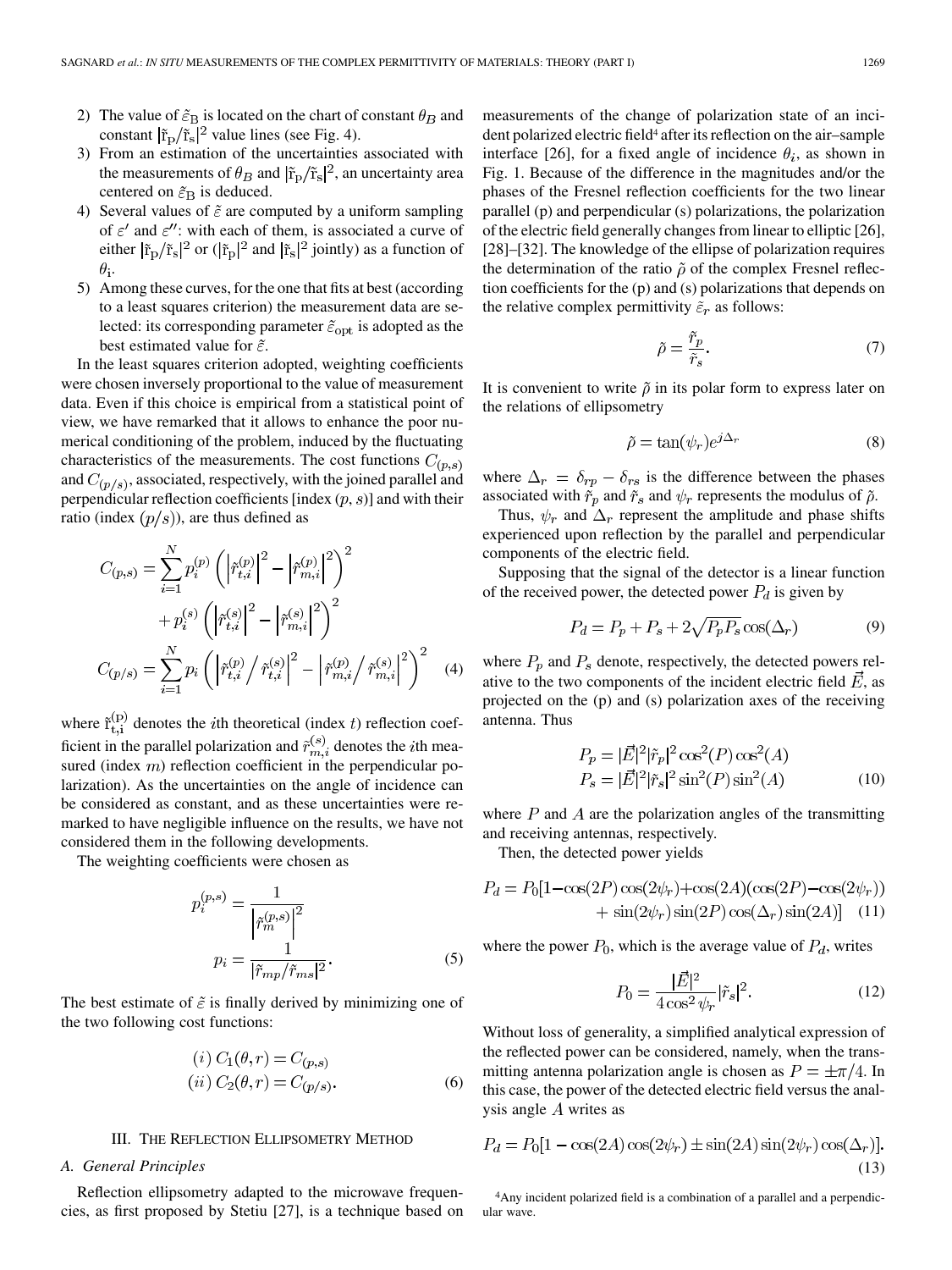2) The value of $\tilde{\varepsilon}_{\rm B}$ is located on the chart of constant $\theta_B$ and constant $|\tilde{r}_p/\tilde{r}_s|^2$ value lines (see Fig. 4).
3) From an estimation of the uncertainties associated with the measurements of $\theta_B$ and $|\tilde{r}_p/\tilde{r}_s|^2$, an uncertainty area centered on $\tilde{\varepsilon}_{\rm B}$ is deduced.
4) Several values of $\tilde{\varepsilon}$ are computed by a uniform sampling of $\varepsilon'$ and $\varepsilon''$: with each of them, is associated a curve of either $|\tilde{r}_p/\tilde{r}_s|^2$ or ($|\tilde{r}_p|^2$ and $|\tilde{r}_s|^2$ jointly) as a function of $\theta_i$.
5) Among these curves, for the one that fits at best (according to a least squares criterion) the measurement data are selected: its corresponding parameter $\tilde{\varepsilon}_{\rm opt}$ is adopted as the best estimated value for $\tilde{\varepsilon}$.

In the least squares criterion adopted, weighting coefficients were chosen inversely proportional to the value of measurement data. Even if this choice is empirical from a statistical point of view, we have remarked that it allows to enhance the poor numerical conditioning of the problem, induced by the fluctuating characteristics of the measurements. The cost functions $C_{(p,s)}$ and $C_{(p/s)}$, associated, respectively, with the joined parallel and perpendicular reflection coefficients [index $(p,s)$] and with their ratio (index $(p/s)$), are thus defined as

$$C_{(p,s)} = \sum_{i=1}^{N} p_i^{(p)} \left( \left|\tilde{r}_{t,i}^{(p)}\right|^2 - \left|\tilde{r}_{m,i}^{(p)}\right|^2 \right)^2 + p_i^{(s)} \left( \left|\tilde{r}_{t,i}^{(s)}\right|^2 - \left|\tilde{r}_{m,i}^{(s)}\right|^2 \right)^2$$

$$C_{(p/s)} = \sum_{i=1}^{N} p_i \left( \left|\tilde{r}_{t,i}^{(p)} \middle/ \tilde{r}_{t,i}^{(s)}\right|^2 - \left|\tilde{r}_{m,i}^{(p)} \middle/ \tilde{r}_{m,i}^{(s)}\right|^2 \right)^2 \quad (4)$$

where $\tilde{r}_{t,i}^{(p)}$ denotes the $i$th theoretical (index $t$) reflection coefficient in the parallel polarization and $\tilde{r}_{m,i}^{(s)}$ denotes the $i$th measured (index $m$) reflection coefficient in the perpendicular polarization). As the uncertainties on the angle of incidence can be considered as constant, and as these uncertainties were remarked to have negligible influence on the results, we have not considered them in the following developments.

The weighting coefficients were chosen as

$$p_i^{(p,s)} = \frac{1}{\left|\tilde{r}_m^{(p,s)}\right|^2}$$
$$p_i = \frac{1}{|\tilde{r}_{mp}/\tilde{r}_{ms}|^2}. \quad (5)$$

The best estimate of $\tilde{\varepsilon}$ is finally derived by minimizing one of the two following cost functions:

$$(i)\ C_1(\theta, r) = C_{(p,s)}$$
$$(ii)\ C_2(\theta, r) = C_{(p/s)}. \quad (6)$$

## III. The Reflection Ellipsometry Method

### A. General Principles

Reflection ellipsometry adapted to the microwave frequencies, as first proposed by Stetiu [27], is a technique based on measurements of the change of polarization state of an incident polarized electric field[4] after its reflection on the air–sample interface [26], for a fixed angle of incidence $\theta_i$, as shown in Fig. 1. Because of the difference in the magnitudes and/or the phases of the Fresnel reflection coefficients for the two linear parallel (p) and perpendicular (s) polarizations, the polarization of the electric field generally changes from linear to elliptic [26], [28]–[32]. The knowledge of the ellipse of polarization requires the determination of the ratio $\tilde{\rho}$ of the complex Fresnel reflection coefficients for the (p) and (s) polarizations that depends on the relative complex permittivity $\tilde{\varepsilon}_r$ as follows:

$$\tilde{\rho} = \frac{\tilde{r}_p}{\tilde{r}_s}. \quad (7)$$

It is convenient to write $\tilde{\rho}$ in its polar form to express later on the relations of ellipsometry

$$\tilde{\rho} = \tan(\psi_r)e^{j\Delta_r} \quad (8)$$

where $\Delta_r = \delta_{rp} - \delta_{rs}$ is the difference between the phases associated with $\tilde{r}_p$ and $\tilde{r}_s$ and $\psi_r$ represents the modulus of $\tilde{\rho}$.

Thus, $\psi_r$ and $\Delta_r$ represent the amplitude and phase shifts experienced upon reflection by the parallel and perpendicular components of the electric field.

Supposing that the signal of the detector is a linear function of the received power, the detected power $P_d$ is given by

$$P_d = P_p + P_s + 2\sqrt{P_p P_s}\cos(\Delta_r) \quad (9)$$

where $P_p$ and $P_s$ denote, respectively, the detected powers relative to the two components of the incident electric field $\vec{E}$, as projected on the (p) and (s) polarization axes of the receiving antenna. Thus

$$P_p = |\vec{E}|^2|\tilde{r}_p|^2\cos^2(P)\cos^2(A)$$
$$P_s = |\vec{E}|^2|\tilde{r}_s|^2\sin^2(P)\sin^2(A) \quad (10)$$

where $P$ and $A$ are the polarization angles of the transmitting and receiving antennas, respectively.

Then, the detected power yields

$$P_d = P_0[1 - \cos(2P)\cos(2\psi_r) + \cos(2A)(\cos(2P) - \cos(2\psi_r)) + \sin(2\psi_r)\sin(2P)\cos(\Delta_r)\sin(2A)] \quad (11)$$

where the power $P_0$, which is the average value of $P_d$, writes

$$P_0 = \frac{|\vec{E}|^2}{4\cos^2\psi_r}|\tilde{r}_s|^2. \quad (12)$$

Without loss of generality, a simplified analytical expression of the reflected power can be considered, namely, when the transmitting antenna polarization angle is chosen as $P = \pm\pi/4$. In this case, the power of the detected electric field versus the analysis angle $A$ writes as

$$P_d = P_0[1 - \cos(2A)\cos(2\psi_r) \pm \sin(2A)\sin(2\psi_r)\cos(\Delta_r)]. \quad (13)$$

[4] Any incident polarized field is a combination of a parallel and a perpendicular wave.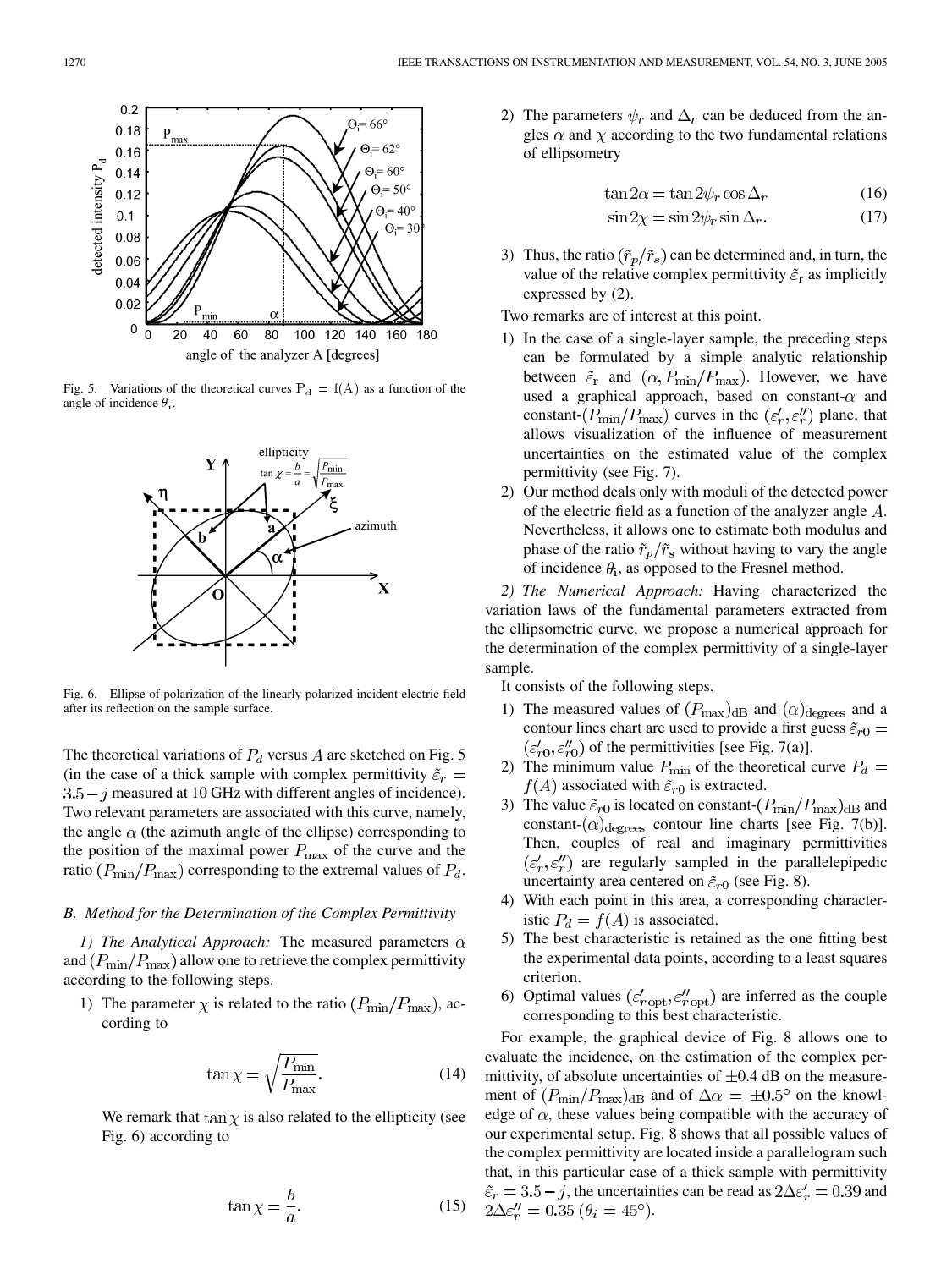Fig. 5. Variations of the theoretical curves $P_d = f(A)$ as a function of the angle of incidence $\theta_i$.

Fig. 6. Ellipse of polarization of the linearly polarized incident electric field after its reflection on the sample surface.

The theoretical variations of $P_d$ versus $A$ are sketched on Fig. 5 (in the case of a thick sample with complex permittivity $\tilde{\varepsilon}_r = 3.5 - j$ measured at 10 GHz with different angles of incidence). Two relevant parameters are associated with this curve, namely, the angle $\alpha$ (the azimuth angle of the ellipse) corresponding to the position of the maximal power $P_{\max}$ of the curve and the ratio $(P_{\min}/P_{\max})$ corresponding to the extremal values of $P_d$.

### B. Method for the Determination of the Complex Permittivity

*1) The Analytical Approach:* The measured parameters $\alpha$ and $(P_{\min}/P_{\max})$ allow one to retrieve the complex permittivity according to the following steps.

1) The parameter $\chi$ is related to the ratio $(P_{\min}/P_{\max})$, according to

$$\tan\chi = \sqrt{\frac{P_{\min}}{P_{\max}}}. \tag{14}$$

We remark that $\tan\chi$ is also related to the ellipticity (see Fig. 6) according to

$$\tan\chi = \frac{b}{a}. \tag{15}$$

2) The parameters $\psi_r$ and $\Delta_r$ can be deduced from the angles $\alpha$ and $\chi$ according to the two fundamental relations of ellipsometry

$$\tan 2\alpha = \tan 2\psi_r \cos\Delta_r \tag{16}$$

$$\sin 2\chi = \sin 2\psi_r \sin\Delta_r. \tag{17}$$

3) Thus, the ratio $(\tilde{r}_p/\tilde{r}_s)$ can be determined and, in turn, the value of the relative complex permittivity $\tilde{\varepsilon}_r$ as implicitly expressed by (2).

Two remarks are of interest at this point.

1) In the case of a single-layer sample, the preceding steps can be formulated by a simple analytic relationship between $\tilde{\varepsilon}_r$ and $(\alpha, P_{\min}/P_{\max})$. However, we have used a graphical approach, based on constant-$\alpha$ and constant-$(P_{\min}/P_{\max})$ curves in the $(\varepsilon_r', \varepsilon_r'')$ plane, that allows visualization of the influence of measurement uncertainties on the estimated value of the complex permittivity (see Fig. 7).
2) Our method deals only with moduli of the detected power of the electric field as a function of the analyzer angle $A$. Nevertheless, it allows one to estimate both modulus and phase of the ratio $\tilde{r}_p/\tilde{r}_s$ without having to vary the angle of incidence $\theta_i$, as opposed to the Fresnel method.

*2) The Numerical Approach:* Having characterized the variation laws of the fundamental parameters extracted from the ellipsometric curve, we propose a numerical approach for the determination of the complex permittivity of a single-layer sample.

It consists of the following steps.

1) The measured values of $(P_{\max})_{\mathrm{dB}}$ and $(\alpha)_{\mathrm{degrees}}$ and a contour lines chart are used to provide a first guess $\tilde{\varepsilon}_{r0} = (\varepsilon_{r0}', \varepsilon_{r0}'')$ of the permittivities [see Fig. 7(a)].
2) The minimum value $P_{\min}$ of the theoretical curve $P_d = f(A)$ associated with $\tilde{\varepsilon}_{r0}$ is extracted.
3) The value $\tilde{\varepsilon}_{r0}$ is located on constant-$(P_{\min}/P_{\max})_{\mathrm{dB}}$ and constant-$(\alpha)_{\mathrm{degrees}}$ contour line charts [see Fig. 7(b)]. Then, couples of real and imaginary permittivities $(\varepsilon_r', \varepsilon_r'')$ are regularly sampled in the parallelepipedic uncertainty area centered on $\tilde{\varepsilon}_{r0}$ (see Fig. 8).
4) With each point in this area, a corresponding characteristic $P_d = f(A)$ is associated.
5) The best characteristic is retained as the one fitting best the experimental data points, according to a least squares criterion.
6) Optimal values $(\varepsilon_{r\,\mathrm{opt}}', \varepsilon_{r\,\mathrm{opt}}'')$ are inferred as the couple corresponding to this best characteristic.

For example, the graphical device of Fig. 8 allows one to evaluate the incidence, on the estimation of the complex permittivity, of absolute uncertainties of $\pm 0.4$ dB on the measurement of $(P_{\min}/P_{\max})_{\mathrm{dB}}$ and of $\Delta\alpha = \pm 0.5°$ on the knowledge of $\alpha$, these values being compatible with the accuracy of our experimental setup. Fig. 8 shows that all possible values of the complex permittivity are located inside a parallelogram such that, in this particular case of a thick sample with permittivity $\tilde{\varepsilon}_r = 3.5 - j$, the uncertainties can be read as $2\Delta\varepsilon_r' = 0.39$ and $2\Delta\varepsilon_r'' = 0.35$ ($\theta_i = 45°$).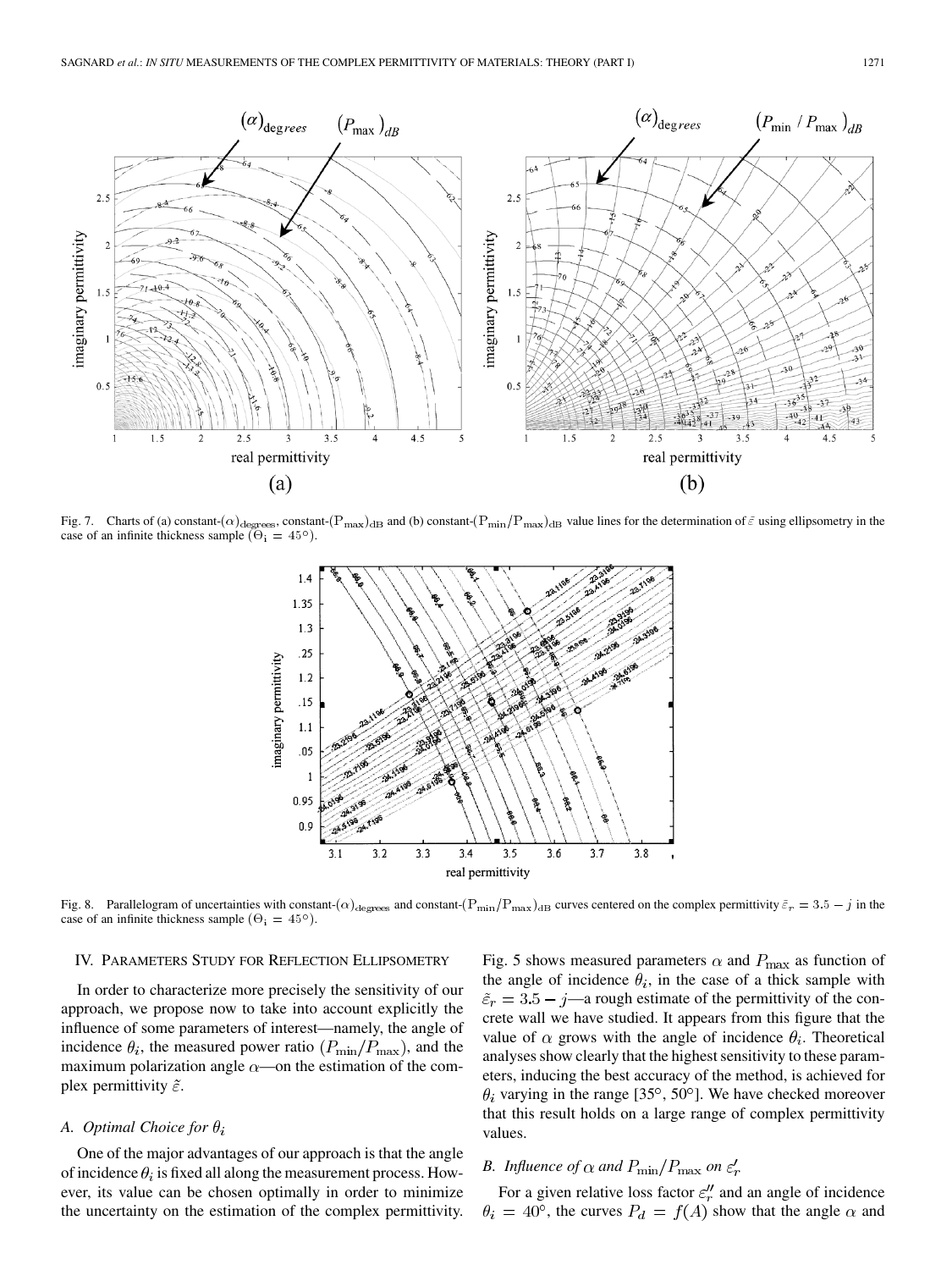Fig. 7. Charts of (a) constant-$(\alpha)_{\text{degrees}}$, constant-$(\text{P}_{\max})_{\text{dB}}$ and (b) constant-$(\text{P}_{\min}/\text{P}_{\max})_{\text{dB}}$ value lines for the determination of $\tilde{\varepsilon}$ using ellipsometry in the case of an infinite thickness sample ($\Theta_i = 45°$).

Fig. 8. Parallelogram of uncertainties with constant-$(\alpha)_{\text{degrees}}$ and constant-$(\text{P}_{\min}/\text{P}_{\max})_{\text{dB}}$ curves centered on the complex permittivity $\tilde{\varepsilon}_r = 3.5 - j$ in the case of an infinite thickness sample ($\Theta_i = 45°$).

## IV. Parameters Study for Reflection Ellipsometry

In order to characterize more precisely the sensitivity of our approach, we propose now to take into account explicitly the influence of some parameters of interest—namely, the angle of incidence $\theta_i$, the measured power ratio $(P_{\min}/P_{\max})$, and the maximum polarization angle $\alpha$—on the estimation of the complex permittivity $\tilde{\varepsilon}$.

### A. Optimal Choice for $\theta_i$

One of the major advantages of our approach is that the angle of incidence $\theta_i$ is fixed all along the measurement process. However, its value can be chosen optimally in order to minimize the uncertainty on the estimation of the complex permittivity. Fig. 5 shows measured parameters $\alpha$ and $P_{\max}$ as function of the angle of incidence $\theta_i$, in the case of a thick sample with $\tilde{\varepsilon}_r = 3.5 - j$—a rough estimate of the permittivity of the concrete wall we have studied. It appears from this figure that the value of $\alpha$ grows with the angle of incidence $\theta_i$. Theoretical analyses show clearly that the highest sensitivity to these parameters, inducing the best accuracy of the method, is achieved for $\theta_i$ varying in the range [35°, 50°]. We have checked moreover that this result holds on a large range of complex permittivity values.

### B. Influence of $\alpha$ and $P_{\min}/P_{\max}$ on $\varepsilon_r'$

For a given relative loss factor $\varepsilon_r''$ and an angle of incidence $\theta_i = 40°$, the curves $P_d = f(A)$ show that the angle $\alpha$ and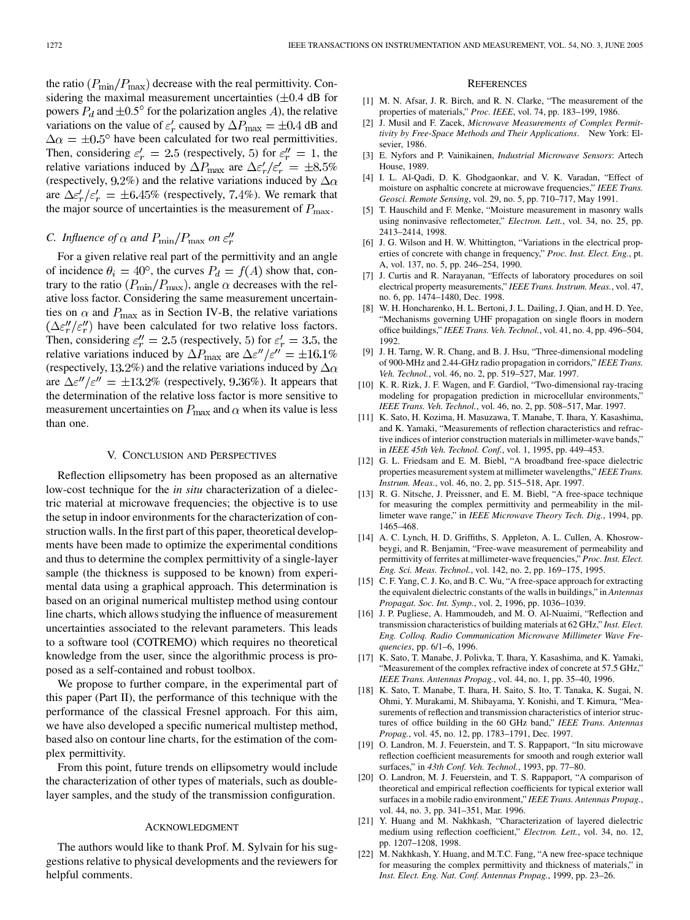the ratio $(P_{\min}/P_{\max})$ decrease with the real permittivity. Considering the maximal measurement uncertainties ($\pm 0.4$ dB for powers $P_d$ and $\pm 0.5^\circ$ for the polarization angles $A$), the relative variations on the value of $\varepsilon_r'$ caused by $\Delta P_{\max} = \pm 0.4$ dB and $\Delta\alpha = \pm 0.5^\circ$ have been calculated for two real permittivities. Then, considering $\varepsilon_r' = 2.5$ (respectively, 5) for $\varepsilon_r'' = 1$, the relative variations induced by $\Delta P_{\max}$ are $\Delta\varepsilon_r'/\varepsilon_r' = \pm 8.5\%$ (respectively, $9.2\%$) and the relative variations induced by $\Delta\alpha$ are $\Delta\varepsilon_r'/\varepsilon_r' = \pm 6.45\%$ (respectively, $7.4\%$). We remark that the major source of uncertainties is the measurement of $P_{\max}$.

### C. Influence of $\alpha$ and $P_{\min}/P_{\max}$ on $\varepsilon_r''$

For a given relative real part of the permittivity and an angle of incidence $\theta_i = 40^\circ$, the curves $P_d = f(A)$ show that, contrary to the ratio $(P_{\min}/P_{\max})$, angle $\alpha$ decreases with the relative loss factor. Considering the same measurement uncertainties on $\alpha$ and $P_{\max}$ as in Section IV-B, the relative variations $(\Delta\varepsilon_r''/\varepsilon_r'')$ have been calculated for two relative loss factors. Then, considering $\varepsilon_r'' = 2.5$ (respectively, 5) for $\varepsilon_r' = 3.5$, the relative variations induced by $\Delta P_{\max}$ are $\Delta\varepsilon''/\varepsilon'' = \pm 16.1\%$ (respectively, $13.2\%$) and the relative variations induced by $\Delta\alpha$ are $\Delta\varepsilon''/\varepsilon'' = \pm 13.2\%$ (respectively, $9.36\%$). It appears that the determination of the relative loss factor is more sensitive to measurement uncertainties on $P_{\max}$ and $\alpha$ when its value is less than one.

## V. Conclusion and Perspectives

Reflection ellipsometry has been proposed as an alternative low-cost technique for the *in situ* characterization of a dielectric material at microwave frequencies; the objective is to use the setup in indoor environments for the characterization of construction walls. In the first part of this paper, theoretical developments have been made to optimize the experimental conditions and thus to determine the complex permittivity of a single-layer sample (the thickness is supposed to be known) from experimental data using a graphical approach. This determination is based on an original numerical multistep method using contour line charts, which allows studying the influence of measurement uncertainties associated to the relevant parameters. This leads to a software tool (COTREMO) which requires no theoretical knowledge from the user, since the algorithmic process is proposed as a self-contained and robust toolbox.

We propose to further compare, in the experimental part of this paper (Part II), the performance of this technique with the performance of the classical Fresnel approach. For this aim, we have also developed a specific numerical multistep method, based also on contour line charts, for the estimation of the complex permittivity.

From this point, future trends on ellipsometry would include the characterization of other types of materials, such as double-layer samples, and the study of the transmission configuration.

## Acknowledgment

The authors would like to thank Prof. M. Sylvain for his suggestions relative to physical developments and the reviewers for helpful comments.

## References

[1] M. N. Afsar, J. R. Birch, and R. N. Clarke, "The measurement of the properties of materials," *Proc. IEEE*, vol. 74, pp. 183–199, 1986.

[2] J. Musil and F. Zacek, *Microwave Measurements of Complex Permittivity by Free-Space Methods and Their Applications*. New York: Elsevier, 1986.

[3] E. Nyfors and P. Vainikainen, *Industrial Microwave Sensors*: Artech House, 1989.

[4] I. L. Al-Qadi, D. K. Ghodgaonkar, and V. K. Varadan, "Effect of moisture on asphaltic concrete at microwave frequencies," *IEEE Trans. Geosci. Remote Sensing*, vol. 29, no. 5, pp. 710–717, May 1991.

[5] T. Hauschild and F. Menke, "Moisture measurement in masonry walls using noninvasive reflectometer," *Electron. Lett.*, vol. 34, no. 25, pp. 2413–2414, 1998.

[6] J. G. Wilson and H. W. Whittington, "Variations in the electrical properties of concrete with change in frequency," *Proc. Inst. Elect. Eng.*, pt. A, vol. 137, no. 5, pp. 246–254, 1990.

[7] J. Curtis and R. Narayanan, "Effects of laboratory procedures on soil electrical property measurements," *IEEE Trans. Instrum. Meas.*, vol. 47, no. 6, pp. 1474–1480, Dec. 1998.

[8] W. H. Honcharenko, H. L. Bertoni, J. L. Dailing, J. Qian, and H. D. Yee, "Mechanisms governing UHF propagation on single floors in modern office buildings," *IEEE Trans. Veh. Technol.*, vol. 41, no. 4, pp. 496–504, 1992.

[9] J. H. Tarng, W. R. Chang, and B. J. Hsu, "Three-dimensional modeling of 900-MHz and 2.44-GHz radio propagation in corridors," *IEEE Trans. Veh. Technol.*, vol. 46, no. 2, pp. 519–527, Mar. 1997.

[10] K. R. Rizk, J. F. Wagen, and F. Gardiol, "Two-dimensional ray-tracing modeling for propagation prediction in microcellular environments," *IEEE Trans. Veh. Technol.*, vol. 46, no. 2, pp. 508–517, Mar. 1997.

[11] K. Sato, H. Kozima, H. Masuzawa, T. Manabe, T. Ihara, Y. Kasashima, and K. Yamaki, "Measurements of reflection characteristics and refractive indices of interior construction materials in millimeter-wave bands," in *IEEE 45th Veh. Technol. Conf.*, vol. 1, 1995, pp. 449–453.

[12] G. L. Friedsam and E. M. Biebl, "A broadband free-space dielectric properties measurement system at millimeter wavelengths," *IEEE Trans. Instrum. Meas.*, vol. 46, no. 2, pp. 515–518, Apr. 1997.

[13] R. G. Nitsche, J. Preissner, and E. M. Biebl, "A free-space technique for measuring the complex permittivity and permeability in the millimeter wave range," in *IEEE Microwave Theory Tech. Dig.*, 1994, pp. 1465–468.

[14] A. C. Lynch, H. D. Griffiths, S. Appleton, A. L. Cullen, A. Khosrowbeygi, and R. Benjamin, "Free-wave measurement of permeability and permittivity of ferrites at millimeter-wave frequencies," *Proc. Inst. Elect. Eng. Sci. Meas. Technol.*, vol. 142, no. 2, pp. 169–175, 1995.

[15] C. F. Yang, C. J. Ko, and B. C. Wu, "A free-space approach for extracting the equivalent dielectric constants of the walls in buildings," in *Antennas Propagat. Soc. Int. Symp.*, vol. 2, 1996, pp. 1036–1039.

[16] J. P. Pugliese, A. Hammoudeh, and M. O. Al-Nuaimi, "Reflection and transmission characteristics of building materials at 62 GHz," *Inst. Elect. Eng. Colloq. Radio Communication Microwave Millimeter Wave Frequencies*, pp. 6/1–6, 1996.

[17] K. Sato, T. Manabe, J. Polivka, T. Ihara, Y. Kasashima, and K. Yamaki, "Measurement of the complex refractive index of concrete at 57.5 GHz," *IEEE Trans. Antennas Propag.*, vol. 44, no. 1, pp. 35–40, 1996.

[18] K. Sato, T. Manabe, T. Ihara, H. Saito, S. Ito, T. Tanaka, K. Sugai, N. Ohmi, Y. Murakami, M. Shibayama, Y. Konishi, and T. Kimura, "Measurements of reflection and transmission characteristics of interior structures of office building in the 60 GHz band," *IEEE Trans. Antennas Propag.*, vol. 45, no. 12, pp. 1783–1791, Dec. 1997.

[19] O. Landron, M. J. Feuerstein, and T. S. Rappaport, "In situ microwave reflection coefficient measurements for smooth and rough exterior wall surfaces," in *43th Conf. Veh. Technol.*, 1993, pp. 77–80.

[20] O. Landron, M. J. Feuerstein, and T. S. Rappaport, "A comparison of theoretical and empirical reflection coefficients for typical exterior wall surfaces in a mobile radio environment," *IEEE Trans. Antennas Propag.*, vol. 44, no. 3, pp. 341–351, Mar. 1996.

[21] Y. Huang and M. Nakhkash, "Characterization of layered dielectric medium using reflection coefficient," *Electron. Lett.*, vol. 34, no. 12, pp. 1207–1208, 1998.

[22] M. Nakhkash, Y. Huang, and M.T.C. Fang, "A new free-space technique for measuring the complex permittivity and thickness of materials," in *Inst. Elect. Eng. Nat. Conf. Antennas Propag.*, 1999, pp. 23–26.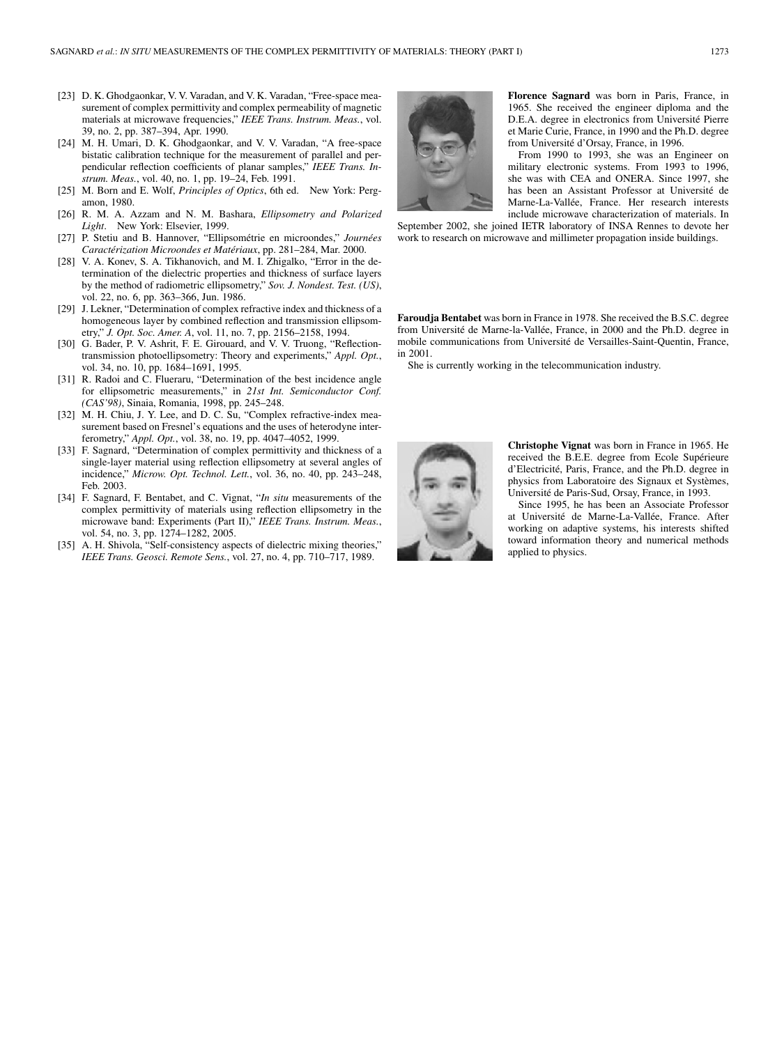[23] D. K. Ghodgaonkar, V. V. Varadan, and V. K. Varadan, "Free-space measurement of complex permittivity and complex permeability of magnetic materials at microwave frequencies," *IEEE Trans. Instrum. Meas.*, vol. 39, no. 2, pp. 387–394, Apr. 1990.

[24] M. H. Umari, D. K. Ghodgaonkar, and V. V. Varadan, "A free-space bistatic calibration technique for the measurement of parallel and perpendicular reflection coefficients of planar samples," *IEEE Trans. Instrum. Meas.*, vol. 40, no. 1, pp. 19–24, Feb. 1991.

[25] M. Born and E. Wolf, *Principles of Optics*, 6th ed. New York: Pergamon, 1980.

[26] R. M. A. Azzam and N. M. Bashara, *Ellipsometry and Polarized Light*. New York: Elsevier, 1999.

[27] P. Stetiu and B. Hannover, "Ellipsométrie en microondes," *Journées Caractérization Microondes et Matériaux*, pp. 281–284, Mar. 2000.

[28] V. A. Konev, S. A. Tikhanovich, and M. I. Zhigalko, "Error in the determination of the dielectric properties and thickness of surface layers by the method of radiometric ellipsometry," *Sov. J. Nondest. Test. (US)*, vol. 22, no. 6, pp. 363–366, Jun. 1986.

[29] J. Lekner, "Determination of complex refractive index and thickness of a homogeneous layer by combined reflection and transmission ellipsometry," *J. Opt. Soc. Amer. A*, vol. 11, no. 7, pp. 2156–2158, 1994.

[30] G. Bader, P. V. Ashrit, F. E. Girouard, and V. V. Truong, "Reflection-transmission photoellipsometry: Theory and experiments," *Appl. Opt.*, vol. 34, no. 10, pp. 1684–1691, 1995.

[31] R. Radoi and C. Flueraru, "Determination of the best incidence angle for ellipsometric measurements," in *21st Int. Semiconductor Conf. (CAS'98)*, Sinaia, Romania, 1998, pp. 245–248.

[32] M. H. Chiu, J. Y. Lee, and D. C. Su, "Complex refractive-index measurement based on Fresnel's equations and the uses of heterodyne interferometry," *Appl. Opt.*, vol. 38, no. 19, pp. 4047–4052, 1999.

[33] F. Sagnard, "Determination of complex permittivity and thickness of a single-layer material using reflection ellipsometry at several angles of incidence," *Microw. Opt. Technol. Lett.*, vol. 36, no. 40, pp. 243–248, Feb. 2003.

[34] F. Sagnard, F. Bentabet, and C. Vignat, "*In situ* measurements of the complex permittivity of materials using reflection ellipsometry in the microwave band: Experiments (Part II)," *IEEE Trans. Instrum. Meas.*, vol. 54, no. 3, pp. 1274–1282, 2005.

[35] A. H. Shivola, "Self-consistency aspects of dielectric mixing theories," *IEEE Trans. Geosci. Remote Sens.*, vol. 27, no. 4, pp. 710–717, 1989.

**Florence Sagnard** was born in Paris, France, in 1965. She received the engineer diploma and the D.E.A. degree in electronics from Université Pierre et Marie Curie, France, in 1990 and the Ph.D. degree from Université d'Orsay, France, in 1996.

From 1990 to 1993, she was an Engineer on military electronic systems. From 1993 to 1996, she was with CEA and ONERA. Since 1997, she has been an Assistant Professor at Université de Marne-La-Vallée, France. Her research interests include microwave characterization of materials. In September 2002, she joined IETR laboratory of INSA Rennes to devote her work to research on microwave and millimeter propagation inside buildings.

**Faroudja Bentabet** was born in France in 1978. She received the B.S.C. degree from Université de Marne-la-Vallée, France, in 2000 and the Ph.D. degree in mobile communications from Université de Versailles-Saint-Quentin, France, in 2001.

She is currently working in the telecommunication industry.

**Christophe Vignat** was born in France in 1965. He received the B.E.E. degree from Ecole Supérieure d'Electricité, Paris, France, and the Ph.D. degree in physics from Laboratoire des Signaux et Systèmes, Université de Paris-Sud, Orsay, France, in 1993.

Since 1995, he has been an Associate Professor at Université de Marne-La-Vallée, France. After working on adaptive systems, his interests shifted toward information theory and numerical methods applied to physics.